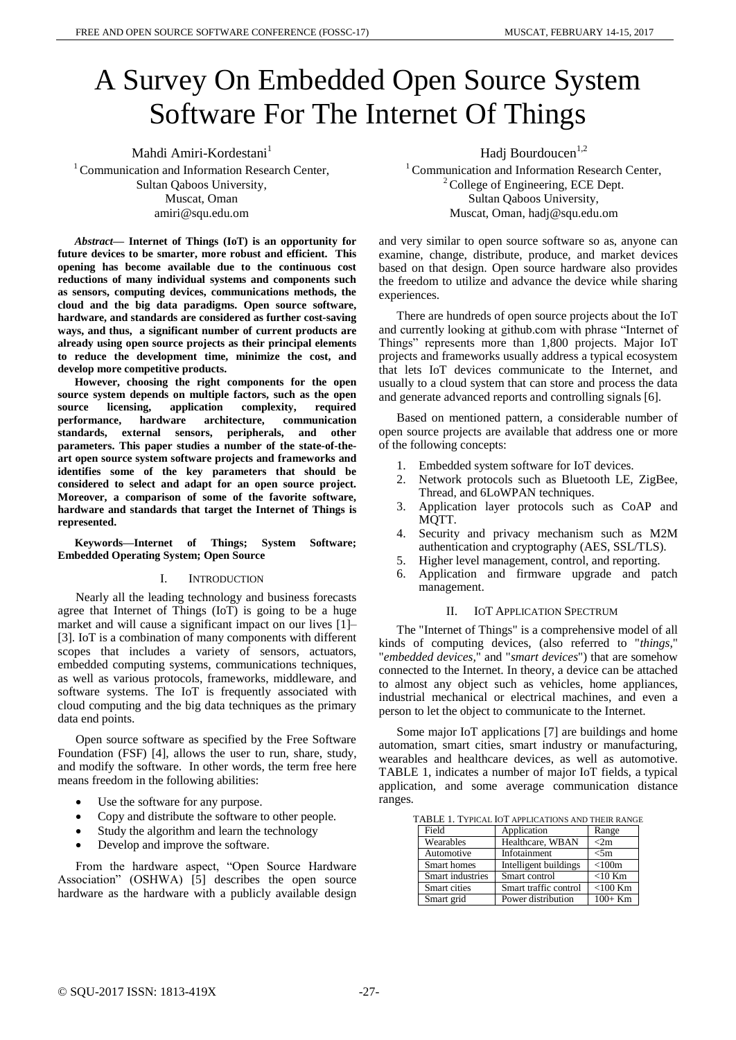# A Survey On Embedded Open Source System Software For The Internet Of Things

Mahdi Amiri-Kordestani[1]
[1] Communication and Information Research Center, Sultan Qaboos University, Muscat, Oman
amiri@squ.edu.om

Hadj Bourdoucen[1,2]
[1] Communication and Information Research Center,
[2] College of Engineering, ECE Dept. Sultan Qaboos University, Muscat, Oman, hadj@squ.edu.om

***Abstract*— Internet of Things (IoT) is an opportunity for future devices to be smarter, more robust and efficient. This opening has become available due to the continuous cost reductions of many individual systems and components such as sensors, computing devices, communications methods, the cloud and the big data paradigms. Open source software, hardware, and standards are considered as further cost-saving ways, and thus, a significant number of current products are already using open source projects as their principal elements to reduce the development time, minimize the cost, and develop more competitive products.**

**However, choosing the right components for the open source system depends on multiple factors, such as the open source licensing, application complexity, required performance, hardware architecture, communication standards, external sensors, peripherals, and other parameters. This paper studies a number of the state-of-the-art open source system software projects and frameworks and identifies some of the key parameters that should be considered to select and adapt for an open source project. Moreover, a comparison of some of the favorite software, hardware and standards that target the Internet of Things is represented.**

**Keywords—Internet of Things; System Software; Embedded Operating System; Open Source**

## I. Introduction

Nearly all the leading technology and business forecasts agree that Internet of Things (IoT) is going to be a huge market and will cause a significant impact on our lives [1]–[3]. IoT is a combination of many components with different scopes that includes a variety of sensors, actuators, embedded computing systems, communications techniques, as well as various protocols, frameworks, middleware, and software systems. The IoT is frequently associated with cloud computing and the big data techniques as the primary data end points.

Open source software as specified by the Free Software Foundation (FSF) [4], allows the user to run, share, study, and modify the software. In other words, the term free here means freedom in the following abilities:

- Use the software for any purpose.
- Copy and distribute the software to other people.
- Study the algorithm and learn the technology
- Develop and improve the software.

From the hardware aspect, "Open Source Hardware Association" (OSHWA) [5] describes the open source hardware as the hardware with a publicly available design and very similar to open source software so as, anyone can examine, change, distribute, produce, and market devices based on that design. Open source hardware also provides the freedom to utilize and advance the device while sharing experiences.

There are hundreds of open source projects about the IoT and currently looking at github.com with phrase "Internet of Things" represents more than 1,800 projects. Major IoT projects and frameworks usually address a typical ecosystem that lets IoT devices communicate to the Internet, and usually to a cloud system that can store and process the data and generate advanced reports and controlling signals [6].

Based on mentioned pattern, a considerable number of open source projects are available that address one or more of the following concepts:

1. Embedded system software for IoT devices.
2. Network protocols such as Bluetooth LE, ZigBee, Thread, and 6LoWPAN techniques.
3. Application layer protocols such as CoAP and MQTT.
4. Security and privacy mechanism such as M2M authentication and cryptography (AES, SSL/TLS).
5. Higher level management, control, and reporting.
6. Application and firmware upgrade and patch management.

## II. IoT Application Spectrum

The "Internet of Things" is a comprehensive model of all kinds of computing devices, (also referred to "*things*," "*embedded devices*," and "*smart devices*") that are somehow connected to the Internet. In theory, a device can be attached to almost any object such as vehicles, home appliances, industrial mechanical or electrical machines, and even a person to let the object to communicate to the Internet.

Some major IoT applications [7] are buildings and home automation, smart cities, smart industry or manufacturing, wearables and healthcare devices, as well as automotive. TABLE 1, indicates a number of major IoT fields, a typical application, and some average communication distance ranges.

TABLE 1. Typical IoT applications and their range

| Field | Application | Range |
|---|---|---|
| Wearables | Healthcare, WBAN | <2m |
| Automotive | Infotainment | <5m |
| Smart homes | Intelligent buildings | <100m |
| Smart industries | Smart control | <10 Km |
| Smart cities | Smart traffic control | <100 Km |
| Smart grid | Power distribution | 100+ Km |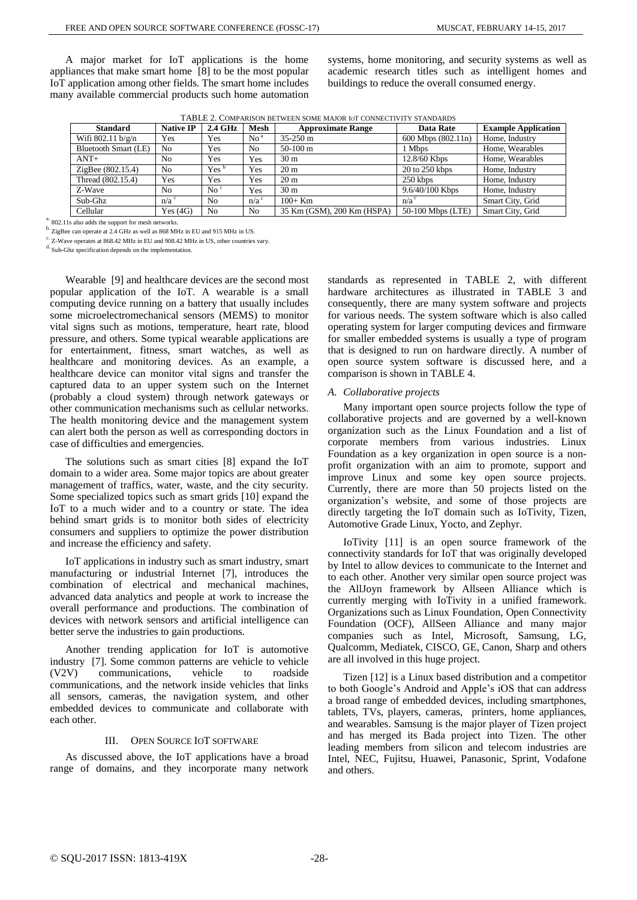A major market for IoT applications is the home appliances that make smart home [8] to be the most popular IoT application among other fields. The smart home includes many available commercial products such home automation systems, home monitoring, and security systems as well as academic research titles such as intelligent homes and buildings to reduce the overall consumed energy.

TABLE 2. COMPARISON BETWEEN SOME MAJOR IOT CONNECTIVITY STANDARDS

| Standard | Native IP | 2.4 GHz | Mesh | Approximate Range | Data Rate | Example Application |
|---|---|---|---|---|---|---|
| Wifi 802.11 b/g/n | Yes | Yes | No [a] | 35-250 m | 600 Mbps (802.11n) | Home, Industry |
| Bluetooth Smart (LE) | No | Yes | No | 50-100 m | 1 Mbps | Home, Wearables |
| ANT+ | No | Yes | Yes | 30 m | 12.8/60 Kbps | Home, Wearables |
| ZigBee (802.15.4) | No | Yes [b] | Yes | 20 m | 20 to 250 kbps | Home, Industry |
| Thread (802.15.4) | Yes | Yes | Yes | 20 m | 250 kbps | Home, Industry |
| Z-Wave | No | No [c] | Yes | 30 m | 9.6/40/100 Kbps | Home, Industry |
| Sub-Ghz | n/a [c] | No | n/a [c] | 100+ Km | n/a [c] | Smart City, Grid |
| Cellular | Yes (4G) | No | No | 35 Km (GSM), 200 Km (HSPA) | 50-100 Mbps (LTE) | Smart City, Grid |

a. 802.11s also adds the support for mesh networks.

b. ZigBee can operate at 2.4 GHz as well as 868 MHz in EU and 915 MHz in US.

c. Z-Wave operates at 868.42 MHz in EU and 908.42 MHz in US, other countries vary.

d. Sub-Ghz specification depends on the implementation.

Wearable [9] and healthcare devices are the second most popular application of the IoT. A wearable is a small computing device running on a battery that usually includes some microelectromechanical sensors (MEMS) to monitor vital signs such as motions, temperature, heart rate, blood pressure, and others. Some typical wearable applications are for entertainment, fitness, smart watches, as well as healthcare and monitoring devices. As an example, a healthcare device can monitor vital signs and transfer the captured data to an upper system such on the Internet (probably a cloud system) through network gateways or other communication mechanisms such as cellular networks. The health monitoring device and the management system can alert both the person as well as corresponding doctors in case of difficulties and emergencies.

The solutions such as smart cities [8] expand the IoT domain to a wider area. Some major topics are about greater management of traffics, water, waste, and the city security. Some specialized topics such as smart grids [10] expand the IoT to a much wider and to a country or state. The idea behind smart grids is to monitor both sides of electricity consumers and suppliers to optimize the power distribution and increase the efficiency and safety.

IoT applications in industry such as smart industry, smart manufacturing or industrial Internet [7], introduces the combination of electrical and mechanical machines, advanced data analytics and people at work to increase the overall performance and productions. The combination of devices with network sensors and artificial intelligence can better serve the industries to gain productions.

Another trending application for IoT is automotive industry [7]. Some common patterns are vehicle to vehicle (V2V) communications, vehicle to roadside communications, and the network inside vehicles that links all sensors, cameras, the navigation system, and other embedded devices to communicate and collaborate with each other.

## III. OPEN SOURCE IOT SOFTWARE

As discussed above, the IoT applications have a broad range of domains, and they incorporate many network standards as represented in TABLE 2, with different hardware architectures as illustrated in TABLE 3 and consequently, there are many system software and projects for various needs. The system software which is also called operating system for larger computing devices and firmware for smaller embedded systems is usually a type of program that is designed to run on hardware directly. A number of open source system software is discussed here, and a comparison is shown in TABLE 4.

### *A. Collaborative projects*

Many important open source projects follow the type of collaborative projects and are governed by a well-known organization such as the Linux Foundation and a list of corporate members from various industries. Linux Foundation as a key organization in open source is a non-profit organization with an aim to promote, support and improve Linux and some key open source projects. Currently, there are more than 50 projects listed on the organization's website, and some of those projects are directly targeting the IoT domain such as IoTivity, Tizen, Automotive Grade Linux, Yocto, and Zephyr.

IoTivity [11] is an open source framework of the connectivity standards for IoT that was originally developed by Intel to allow devices to communicate to the Internet and to each other. Another very similar open source project was the AllJoyn framework by Allseen Alliance which is currently merging with IoTivity in a unified framework. Organizations such as Linux Foundation, Open Connectivity Foundation (OCF), AllSeen Alliance and many major companies such as Intel, Microsoft, Samsung, LG, Qualcomm, Mediatek, CISCO, GE, Canon, Sharp and others are all involved in this huge project.

Tizen [12] is a Linux based distribution and a competitor to both Google's Android and Apple's iOS that can address a broad range of embedded devices, including smartphones, tablets, TVs, players, cameras, printers, home appliances, and wearables. Samsung is the major player of Tizen project and has merged its Bada project into Tizen. The other leading members from silicon and telecom industries are Intel, NEC, Fujitsu, Huawei, Panasonic, Sprint, Vodafone and others.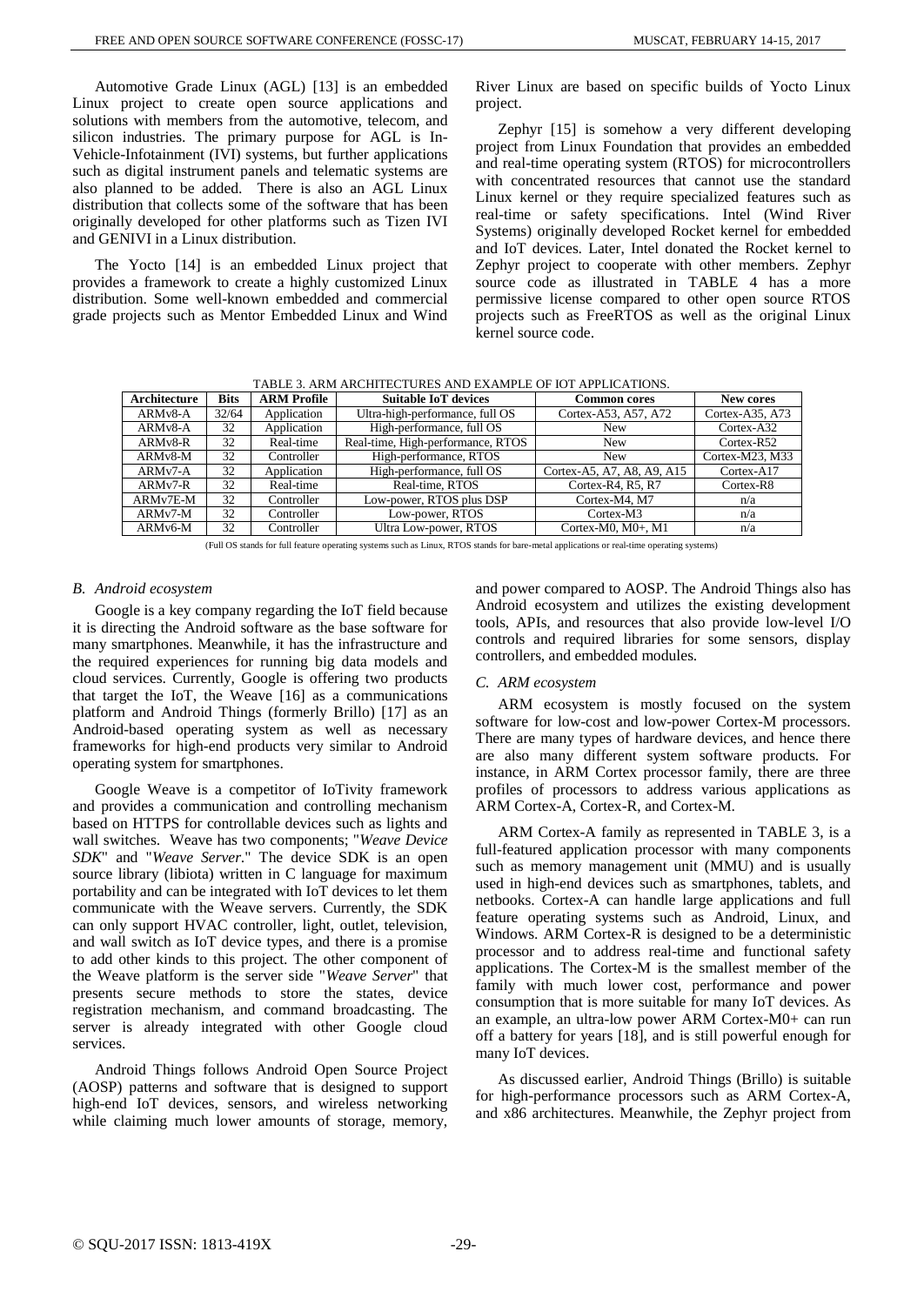Automotive Grade Linux (AGL) [13] is an embedded Linux project to create open source applications and solutions with members from the automotive, telecom, and silicon industries. The primary purpose for AGL is In-Vehicle-Infotainment (IVI) systems, but further applications such as digital instrument panels and telematic systems are also planned to be added. There is also an AGL Linux distribution that collects some of the software that has been originally developed for other platforms such as Tizen IVI and GENIVI in a Linux distribution.

The Yocto [14] is an embedded Linux project that provides a framework to create a highly customized Linux distribution. Some well-known embedded and commercial grade projects such as Mentor Embedded Linux and Wind River Linux are based on specific builds of Yocto Linux project.

Zephyr [15] is somehow a very different developing project from Linux Foundation that provides an embedded and real-time operating system (RTOS) for microcontrollers with concentrated resources that cannot use the standard Linux kernel or they require specialized features such as real-time or safety specifications. Intel (Wind River Systems) originally developed Rocket kernel for embedded and IoT devices. Later, Intel donated the Rocket kernel to Zephyr project to cooperate with other members. Zephyr source code as illustrated in TABLE 4 has a more permissive license compared to other open source RTOS projects such as FreeRTOS as well as the original Linux kernel source code.

TABLE 3. ARM ARCHITECTURES AND EXAMPLE OF IOT APPLICATIONS.

| Architecture | Bits | ARM Profile | Suitable IoT devices | Common cores | New cores |
|---|---|---|---|---|---|
| ARMv8-A | 32/64 | Application | Ultra-high-performance, full OS | Cortex-A53, A57, A72 | Cortex-A35, A73 |
| ARMv8-A | 32 | Application | High-performance, full OS | New | Cortex-A32 |
| ARMv8-R | 32 | Real-time | Real-time, High-performance, RTOS | New | Cortex-R52 |
| ARMv8-M | 32 | Controller | High-performance, RTOS | New | Cortex-M23, M33 |
| ARMv7-A | 32 | Application | High-performance, full OS | Cortex-A5, A7, A8, A9, A15 | Cortex-A17 |
| ARMv7-R | 32 | Real-time | Real-time, RTOS | Cortex-R4, R5, R7 | Cortex-R8 |
| ARMv7E-M | 32 | Controller | Low-power, RTOS plus DSP | Cortex-M4, M7 | n/a |
| ARMv7-M | 32 | Controller | Low-power, RTOS | Cortex-M3 | n/a |
| ARMv6-M | 32 | Controller | Ultra Low-power, RTOS | Cortex-M0, M0+, M1 | n/a |

(Full OS stands for full feature operating systems such as Linux, RTOS stands for bare-metal applications or real-time operating systems)

### *B. Android ecosystem*

Google is a key company regarding the IoT field because it is directing the Android software as the base software for many smartphones. Meanwhile, it has the infrastructure and the required experiences for running big data models and cloud services. Currently, Google is offering two products that target the IoT, the Weave [16] as a communications platform and Android Things (formerly Brillo) [17] as an Android-based operating system as well as necessary frameworks for high-end products very similar to Android operating system for smartphones.

Google Weave is a competitor of IoTivity framework and provides a communication and controlling mechanism based on HTTPS for controllable devices such as lights and wall switches. Weave has two components; "*Weave Device SDK*" and "*Weave Server*." The device SDK is an open source library (libiota) written in C language for maximum portability and can be integrated with IoT devices to let them communicate with the Weave servers. Currently, the SDK can only support HVAC controller, light, outlet, television, and wall switch as IoT device types, and there is a promise to add other kinds to this project. The other component of the Weave platform is the server side "*Weave Server*" that presents secure methods to store the states, device registration mechanism, and command broadcasting. The server is already integrated with other Google cloud services.

Android Things follows Android Open Source Project (AOSP) patterns and software that is designed to support high-end IoT devices, sensors, and wireless networking while claiming much lower amounts of storage, memory, and power compared to AOSP. The Android Things also has Android ecosystem and utilizes the existing development tools, APIs, and resources that also provide low-level I/O controls and required libraries for some sensors, display controllers, and embedded modules.

### *C. ARM ecosystem*

ARM ecosystem is mostly focused on the system software for low-cost and low-power Cortex-M processors. There are many types of hardware devices, and hence there are also many different system software products. For instance, in ARM Cortex processor family, there are three profiles of processors to address various applications as ARM Cortex-A, Cortex-R, and Cortex-M.

ARM Cortex-A family as represented in TABLE 3, is a full-featured application processor with many components such as memory management unit (MMU) and is usually used in high-end devices such as smartphones, tablets, and netbooks. Cortex-A can handle large applications and full feature operating systems such as Android, Linux, and Windows. ARM Cortex-R is designed to be a deterministic processor and to address real-time and functional safety applications. The Cortex-M is the smallest member of the family with much lower cost, performance and power consumption that is more suitable for many IoT devices. As an example, an ultra-low power ARM Cortex-M0+ can run off a battery for years [18], and is still powerful enough for many IoT devices.

As discussed earlier, Android Things (Brillo) is suitable for high-performance processors such as ARM Cortex-A, and x86 architectures. Meanwhile, the Zephyr project from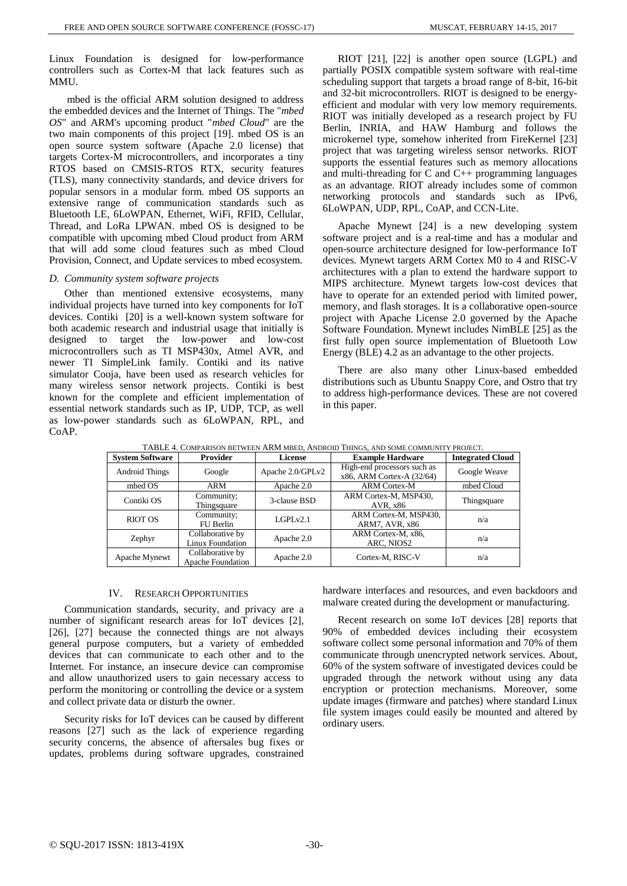Linux Foundation is designed for low-performance controllers such as Cortex-M that lack features such as MMU.

mbed is the official ARM solution designed to address the embedded devices and the Internet of Things. The "*mbed OS*" and ARM's upcoming product "*mbed Cloud*" are the two main components of this project [19]. mbed OS is an open source system software (Apache 2.0 license) that targets Cortex-M microcontrollers, and incorporates a tiny RTOS based on CMSIS-RTOS RTX, security features (TLS), many connectivity standards, and device drivers for popular sensors in a modular form. mbed OS supports an extensive range of communication standards such as Bluetooth LE, 6LoWPAN, Ethernet, WiFi, RFID, Cellular, Thread, and LoRa LPWAN. mbed OS is designed to be compatible with upcoming mbed Cloud product from ARM that will add some cloud features such as mbed Cloud Provision, Connect, and Update services to mbed ecosystem.

### *D. Community system software projects*

Other than mentioned extensive ecosystems, many individual projects have turned into key components for IoT devices. Contiki [20] is a well-known system software for both academic research and industrial usage that initially is designed to target the low-power and low-cost microcontrollers such as TI MSP430x, Atmel AVR, and newer TI SimpleLink family. Contiki and its native simulator Cooja, have been used as research vehicles for many wireless sensor network projects. Contiki is best known for the complete and efficient implementation of essential network standards such as IP, UDP, TCP, as well as low-power standards such as 6LoWPAN, RPL, and CoAP.

RIOT [21], [22] is another open source (LGPL) and partially POSIX compatible system software with real-time scheduling support that targets a broad range of 8-bit, 16-bit and 32-bit microcontrollers. RIOT is designed to be energy-efficient and modular with very low memory requirements. RIOT was initially developed as a research project by FU Berlin, INRIA, and HAW Hamburg and follows the microkernel type, somehow inherited from FireKernel [23] project that was targeting wireless sensor networks. RIOT supports the essential features such as memory allocations and multi-threading for C and C++ programming languages as an advantage. RIOT already includes some of common networking protocols and standards such as IPv6, 6LoWPAN, UDP, RPL, CoAP, and CCN-Lite.

Apache Mynewt [24] is a new developing system software project and is a real-time and has a modular and open-source architecture designed for low-performance IoT devices. Mynewt targets ARM Cortex M0 to 4 and RISC-V architectures with a plan to extend the hardware support to MIPS architecture. Mynewt targets low-cost devices that have to operate for an extended period with limited power, memory, and flash storages. It is a collaborative open-source project with Apache License 2.0 governed by the Apache Software Foundation. Mynewt includes NimBLE [25] as the first fully open source implementation of Bluetooth Low Energy (BLE) 4.2 as an advantage to the other projects.

There are also many other Linux-based embedded distributions such as Ubuntu Snappy Core, and Ostro that try to address high-performance devices. These are not covered in this paper.

TABLE 4. COMPARISON BETWEEN ARM MBED, ANDROID THINGS, AND SOME COMMUNITY PROJECT.

| System Software | Provider | License | Example Hardware | Integrated Cloud |
|---|---|---|---|---|
| Android Things | Google | Apache 2.0/GPLv2 | High-end processors such as x86, ARM Cortex-A (32/64) | Google Weave |
| mbed OS | ARM | Apache 2.0 | ARM Cortex-M | mbed Cloud |
| Contiki OS | Community; Thingsquare | 3-clause BSD | ARM Cortex-M, MSP430, AVR, x86 | Thingsquare |
| RIOT OS | Community; FU Berlin | LGPLv2.1 | ARM Cortex-M, MSP430, ARM7, AVR, x86 | n/a |
| Zephyr | Collaborative by Linux Foundation | Apache 2.0 | ARM Cortex-M, x86, ARC, NIOS2 | n/a |
| Apache Mynewt | Collaborative by Apache Foundation | Apache 2.0 | Cortex-M, RISC-V | n/a |

## IV. RESEARCH OPPORTUNITIES

Communication standards, security, and privacy are a number of significant research areas for IoT devices [2], [26], [27] because the connected things are not always general purpose computers, but a variety of embedded devices that can communicate to each other and to the Internet. For instance, an insecure device can compromise and allow unauthorized users to gain necessary access to perform the monitoring or controlling the device or a system and collect private data or disturb the owner.

Security risks for IoT devices can be caused by different reasons [27] such as the lack of experience regarding security concerns, the absence of aftersales bug fixes or updates, problems during software upgrades, constrained hardware interfaces and resources, and even backdoors and malware created during the development or manufacturing.

Recent research on some IoT devices [28] reports that 90% of embedded devices including their ecosystem software collect some personal information and 70% of them communicate through unencrypted network services. About, 60% of the system software of investigated devices could be upgraded through the network without using any data encryption or protection mechanisms. Moreover, some update images (firmware and patches) where standard Linux file system images could easily be mounted and altered by ordinary users.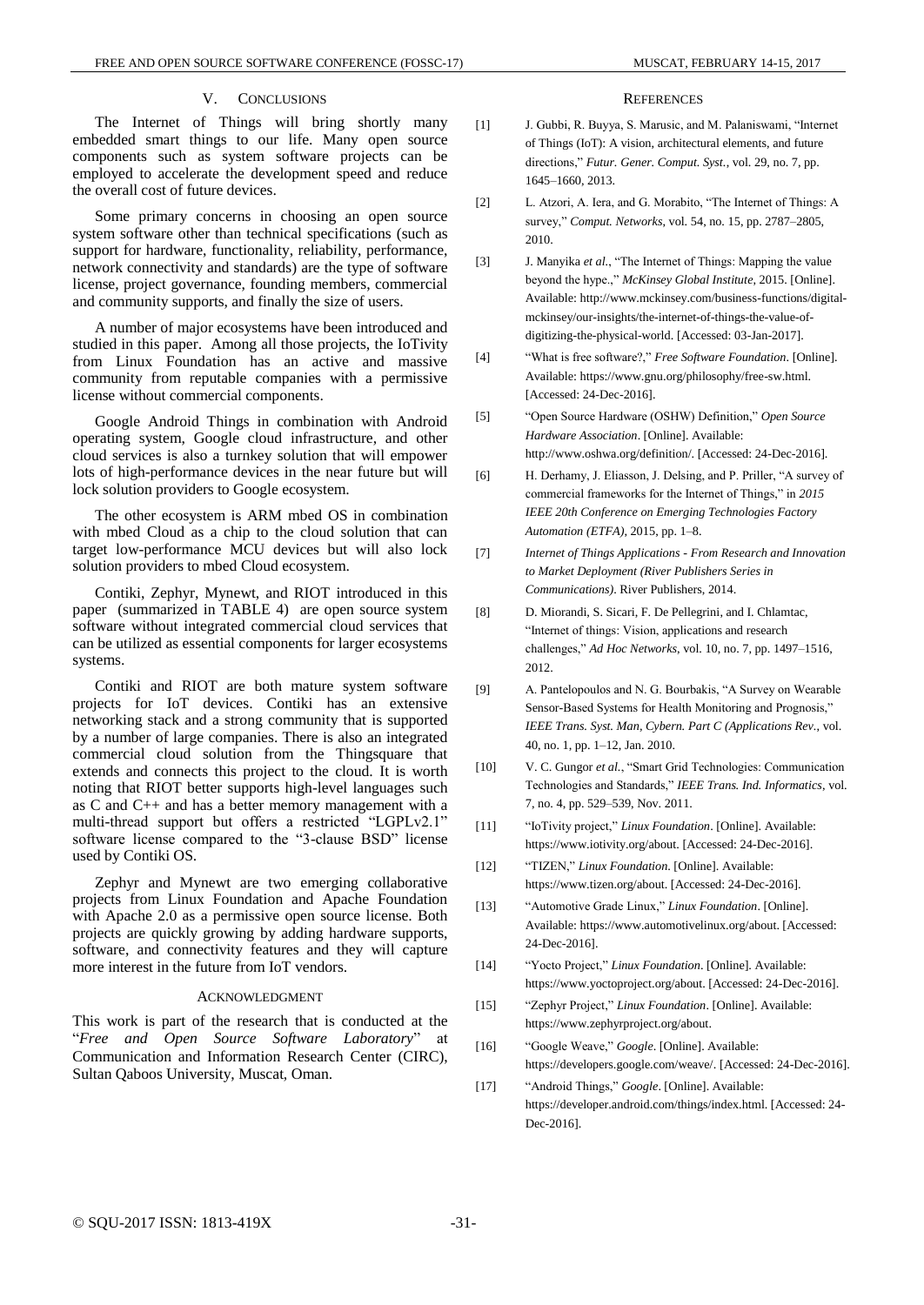## V. Conclusions

The Internet of Things will bring shortly many embedded smart things to our life. Many open source components such as system software projects can be employed to accelerate the development speed and reduce the overall cost of future devices.

Some primary concerns in choosing an open source system software other than technical specifications (such as support for hardware, functionality, reliability, performance, network connectivity and standards) are the type of software license, project governance, founding members, commercial and community supports, and finally the size of users.

A number of major ecosystems have been introduced and studied in this paper. Among all those projects, the IoTivity from Linux Foundation has an active and massive community from reputable companies with a permissive license without commercial components.

Google Android Things in combination with Android operating system, Google cloud infrastructure, and other cloud services is also a turnkey solution that will empower lots of high-performance devices in the near future but will lock solution providers to Google ecosystem.

The other ecosystem is ARM mbed OS in combination with mbed Cloud as a chip to the cloud solution that can target low-performance MCU devices but will also lock solution providers to mbed Cloud ecosystem.

Contiki, Zephyr, Mynewt, and RIOT introduced in this paper (summarized in TABLE 4) are open source system software without integrated commercial cloud services that can be utilized as essential components for larger ecosystems systems.

Contiki and RIOT are both mature system software projects for IoT devices. Contiki has an extensive networking stack and a strong community that is supported by a number of large companies. There is also an integrated commercial cloud solution from the Thingsquare that extends and connects this project to the cloud. It is worth noting that RIOT better supports high-level languages such as C and C++ and has a better memory management with a multi-thread support but offers a restricted "LGPLv2.1" software license compared to the "3-clause BSD" license used by Contiki OS.

Zephyr and Mynewt are two emerging collaborative projects from Linux Foundation and Apache Foundation with Apache 2.0 as a permissive open source license. Both projects are quickly growing by adding hardware supports, software, and connectivity features and they will capture more interest in the future from IoT vendors.

## Acknowledgment

This work is part of the research that is conducted at the "*Free and Open Source Software Laboratory*" at Communication and Information Research Center (CIRC), Sultan Qaboos University, Muscat, Oman.

## References

[1] J. Gubbi, R. Buyya, S. Marusic, and M. Palaniswami, "Internet of Things (IoT): A vision, architectural elements, and future directions," *Futur. Gener. Comput. Syst.*, vol. 29, no. 7, pp. 1645–1660, 2013.

[2] L. Atzori, A. Iera, and G. Morabito, "The Internet of Things: A survey," *Comput. Networks*, vol. 54, no. 15, pp. 2787–2805, 2010.

[3] J. Manyika *et al.*, "The Internet of Things: Mapping the value beyond the hype.," *McKinsey Global Institute*, 2015. [Online]. Available: http://www.mckinsey.com/business-functions/digital-mckinsey/our-insights/the-internet-of-things-the-value-of-digitizing-the-physical-world. [Accessed: 03-Jan-2017].

[4] "What is free software?," *Free Software Foundation*. [Online]. Available: https://www.gnu.org/philosophy/free-sw.html. [Accessed: 24-Dec-2016].

[5] "Open Source Hardware (OSHW) Definition," *Open Source Hardware Association*. [Online]. Available: http://www.oshwa.org/definition/. [Accessed: 24-Dec-2016].

[6] H. Derhamy, J. Eliasson, J. Delsing, and P. Priller, "A survey of commercial frameworks for the Internet of Things," in *2015 IEEE 20th Conference on Emerging Technologies Factory Automation (ETFA)*, 2015, pp. 1–8.

[7] *Internet of Things Applications - From Research and Innovation to Market Deployment (River Publishers Series in Communications)*. River Publishers, 2014.

[8] D. Miorandi, S. Sicari, F. De Pellegrini, and I. Chlamtac, "Internet of things: Vision, applications and research challenges," *Ad Hoc Networks*, vol. 10, no. 7, pp. 1497–1516, 2012.

[9] A. Pantelopoulos and N. G. Bourbakis, "A Survey on Wearable Sensor-Based Systems for Health Monitoring and Prognosis," *IEEE Trans. Syst. Man, Cybern. Part C (Applications Rev.*, vol. 40, no. 1, pp. 1–12, Jan. 2010.

[10] V. C. Gungor *et al.*, "Smart Grid Technologies: Communication Technologies and Standards," *IEEE Trans. Ind. Informatics*, vol. 7, no. 4, pp. 529–539, Nov. 2011.

[11] "IoTivity project," *Linux Foundation*. [Online]. Available: https://www.iotivity.org/about. [Accessed: 24-Dec-2016].

[12] "TIZEN," *Linux Foundation*. [Online]. Available: https://www.tizen.org/about. [Accessed: 24-Dec-2016].

[13] "Automotive Grade Linux," *Linux Foundation*. [Online]. Available: https://www.automotivelinux.org/about. [Accessed: 24-Dec-2016].

[14] "Yocto Project," *Linux Foundation*. [Online]. Available: https://www.yoctoproject.org/about. [Accessed: 24-Dec-2016].

[15] "Zephyr Project," *Linux Foundation*. [Online]. Available: https://www.zephyrproject.org/about.

[16] "Google Weave," *Google*. [Online]. Available: https://developers.google.com/weave/. [Accessed: 24-Dec-2016].

[17] "Android Things," *Google*. [Online]. Available: https://developer.android.com/things/index.html. [Accessed: 24-Dec-2016].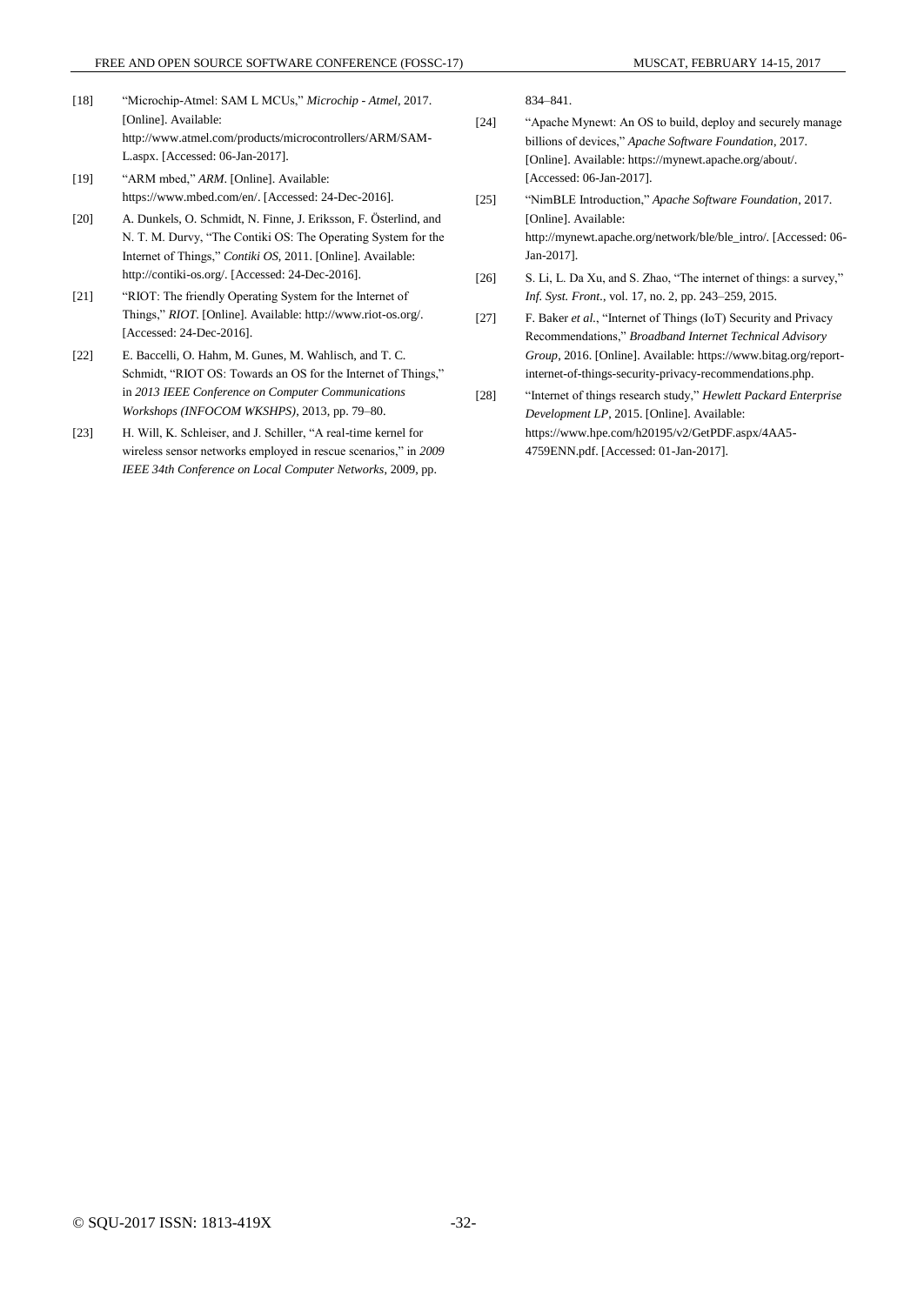[18] "Microchip-Atmel: SAM L MCUs," *Microchip - Atmel*, 2017. [Online]. Available: http://www.atmel.com/products/microcontrollers/ARM/SAM-L.aspx. [Accessed: 06-Jan-2017].

[19] "ARM mbed," *ARM*. [Online]. Available: https://www.mbed.com/en/. [Accessed: 24-Dec-2016].

[20] A. Dunkels, O. Schmidt, N. Finne, J. Eriksson, F. Österlind, and N. T. M. Durvy, "The Contiki OS: The Operating System for the Internet of Things," *Contiki OS*, 2011. [Online]. Available: http://contiki-os.org/. [Accessed: 24-Dec-2016].

[21] "RIOT: The friendly Operating System for the Internet of Things," *RIOT*. [Online]. Available: http://www.riot-os.org/. [Accessed: 24-Dec-2016].

[22] E. Baccelli, O. Hahm, M. Gunes, M. Wahlisch, and T. C. Schmidt, "RIOT OS: Towards an OS for the Internet of Things," in *2013 IEEE Conference on Computer Communications Workshops (INFOCOM WKSHPS)*, 2013, pp. 79–80.

[23] H. Will, K. Schleiser, and J. Schiller, "A real-time kernel for wireless sensor networks employed in rescue scenarios," in *2009 IEEE 34th Conference on Local Computer Networks*, 2009, pp. 834–841.

[24] "Apache Mynewt: An OS to build, deploy and securely manage billions of devices," *Apache Software Foundation*, 2017. [Online]. Available: https://mynewt.apache.org/about/. [Accessed: 06-Jan-2017].

[25] "NimBLE Introduction," *Apache Software Foundation*, 2017. [Online]. Available: http://mynewt.apache.org/network/ble/ble_intro/. [Accessed: 06-Jan-2017].

[26] S. Li, L. Da Xu, and S. Zhao, "The internet of things: a survey," *Inf. Syst. Front.*, vol. 17, no. 2, pp. 243–259, 2015.

[27] F. Baker *et al.*, "Internet of Things (IoT) Security and Privacy Recommendations," *Broadband Internet Technical Advisory Group*, 2016. [Online]. Available: https://www.bitag.org/report-internet-of-things-security-privacy-recommendations.php.

[28] "Internet of things research study," *Hewlett Packard Enterprise Development LP*, 2015. [Online]. Available: https://www.hpe.com/h20195/v2/GetPDF.aspx/4AA5-4759ENN.pdf. [Accessed: 01-Jan-2017].